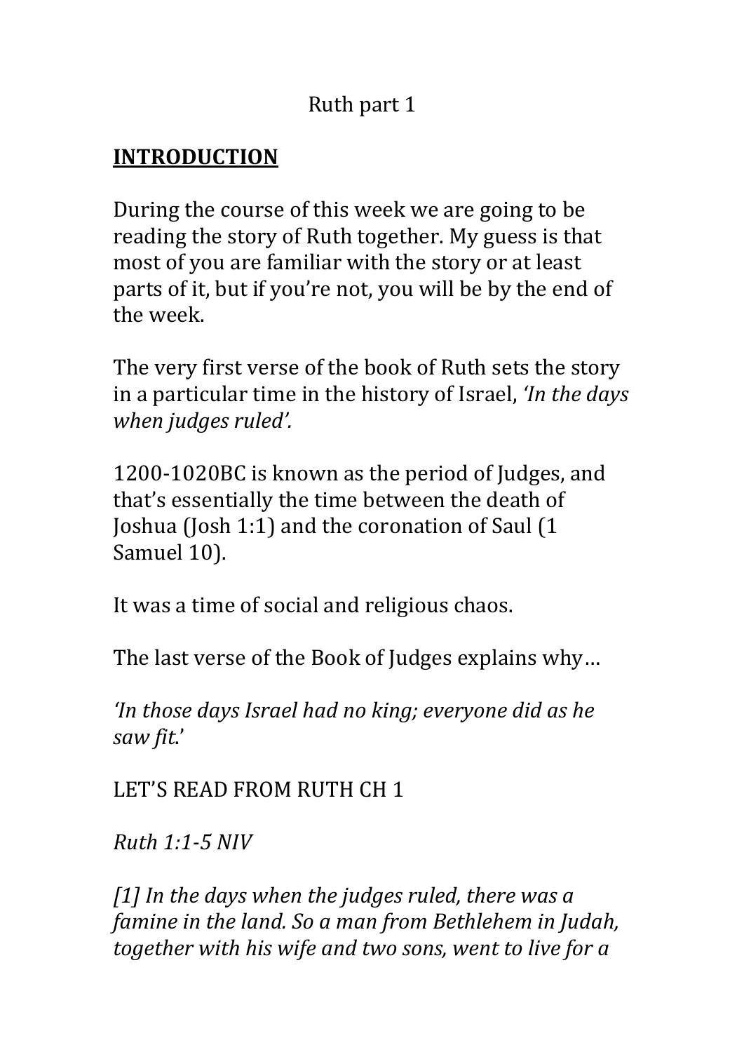Ruth part 1

## **INTRODUCTION**

During the course of this week we are going to be reading the story of Ruth together. My guess is that most of you are familiar with the story or at least parts of it, but if you're not, you will be by the end of the week.

The very first verse of the book of Ruth sets the story in a particular time in the history of Israel, *'In the days when judges ruled'.*

1200-1020BC is known as the period of Judges, and that's essentially the time between the death of Joshua (Josh 1:1) and the coronation of Saul (1 Samuel 10).

It was a time of social and religious chaos.

The last verse of the Book of Judges explains why…

*'In those days Israel had no king; everyone did as he saw fit.'*

LET'S READ FROM RUTH CH 1

*Ruth 1:1-5 NIV*

*[1] In the days when the judges ruled, there was a famine in the land. So a man from Bethlehem in Judah, together with his wife and two sons, went to live for a*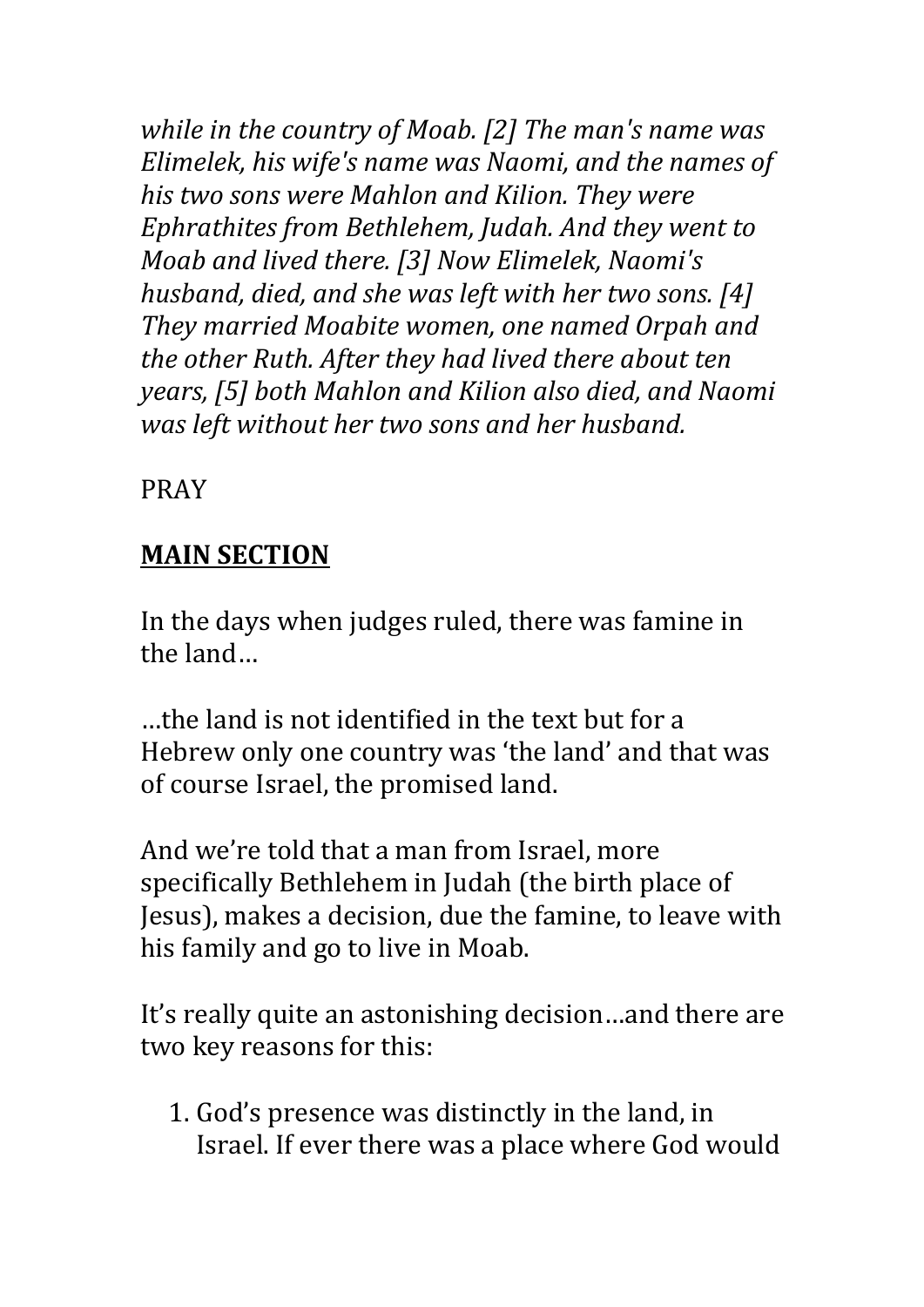*while in the country of Moab. [2] The man's name was Elimelek, his wife's name was Naomi, and the names of his two sons were Mahlon and Kilion. They were Ephrathites from Bethlehem, Judah. And they went to Moab and lived there. [3] Now Elimelek, Naomi's husband, died, and she was left with her two sons. [4] They married Moabite women, one named Orpah and the other Ruth. After they had lived there about ten years, [5] both Mahlon and Kilion also died, and Naomi was left without her two sons and her husband.*

PRAY

## MAIN SECTION

In the days when judges ruled, there was famine in the land…

…the land is not identified in the text but for a Hebrew only one country was 'the land' and that was of course Israel, the promised land.

And we're told that a man from Israel, more specifically Bethlehem in Judah (the birth place of Jesus), makes a decision, due the famine, to leave with his family and go to live in Moab.

It's really quite an astonishing decision…and there are two key reasons for this:

1. God's presence was distinctly in the land, in Israel. If ever there was a place where God would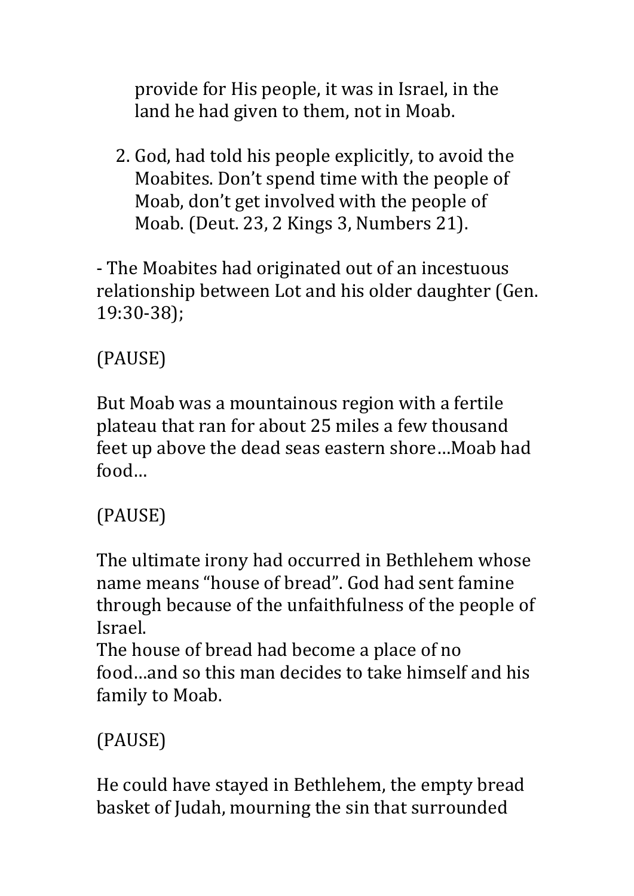provide for His people, it was in Israel, in the land he had given to them, not in Moab.

2. God, had told his people explicitly, to avoid the Moabites. Don't spend time with the people of Moab, don't get involved with the people of Moab. (Deut. 23, 2 Kings 3, Numbers 21).

- The Moabites had originated out of an incestuous relationship between Lot and his older daughter (Gen. 19:30-38);

(PAUSE)

But Moab was a mountainous region with a fertile plateau that ran for about 25 miles a few thousand feet up above the dead seas eastern shore…Moab had food…

(PAUSE)

The ultimate irony had occurred in Bethlehem whose name means "house of bread". God had sent famine through because of the unfaithfulness of the people of Israel.
The house of bread had become a place of no food…and so this man decides to take himself and his family to Moab.

(PAUSE)

He could have stayed in Bethlehem, the empty bread basket of Judah, mourning the sin that surrounded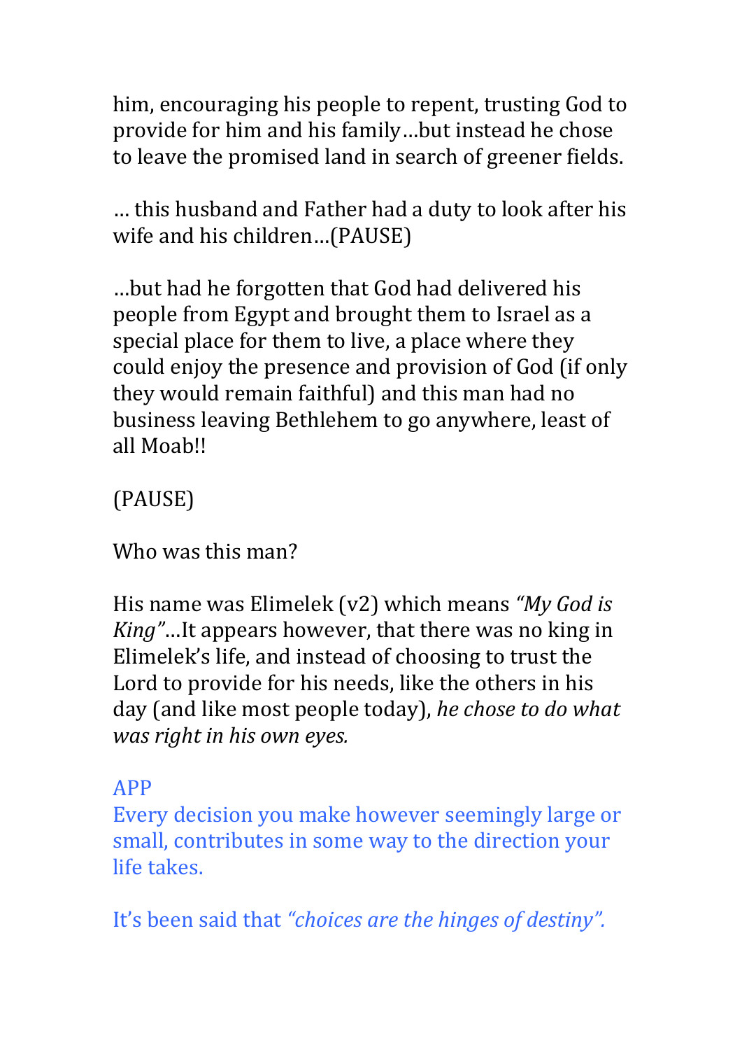him, encouraging his people to repent, trusting God to provide for him and his family…but instead he chose to leave the promised land in search of greener fields.

… this husband and Father had a duty to look after his wife and his children…(PAUSE)

…but had he forgotten that God had delivered his people from Egypt and brought them to Israel as a special place for them to live, a place where they could enjoy the presence and provision of God (if only they would remain faithful) and this man had no business leaving Bethlehem to go anywhere, least of all Moab!!

(PAUSE)

Who was this man?

His name was Elimelek (v2) which means *"My God is King"*…It appears however, that there was no king in Elimelek's life, and instead of choosing to trust the Lord to provide for his needs, like the others in his day (and like most people today), *he chose to do what was right in his own eyes.*

APP
Every decision you make however seemingly large or small, contributes in some way to the direction your life takes.

It's been said that *"choices are the hinges of destiny".*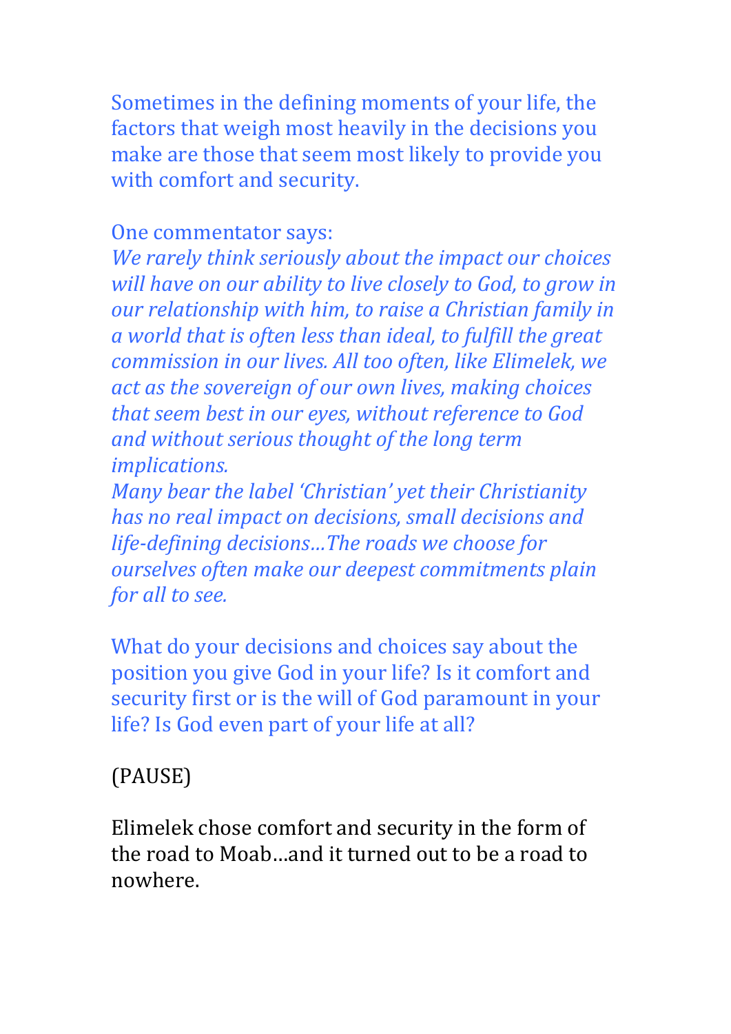Sometimes in the defining moments of your life, the factors that weigh most heavily in the decisions you make are those that seem most likely to provide you with comfort and security.

One commentator says:
*We rarely think seriously about the impact our choices will have on our ability to live closely to God, to grow in our relationship with him, to raise a Christian family in a world that is often less than ideal, to fulfill the great commission in our lives. All too often, like Elimelek, we act as the sovereign of our own lives, making choices that seem best in our eyes, without reference to God and without serious thought of the long term implications.*
*Many bear the label 'Christian' yet their Christianity has no real impact on decisions, small decisions and life-defining decisions…The roads we choose for ourselves often make our deepest commitments plain for all to see.*

What do your decisions and choices say about the position you give God in your life? Is it comfort and security first or is the will of God paramount in your life? Is God even part of your life at all?

(PAUSE)

Elimelek chose comfort and security in the form of the road to Moab…and it turned out to be a road to nowhere.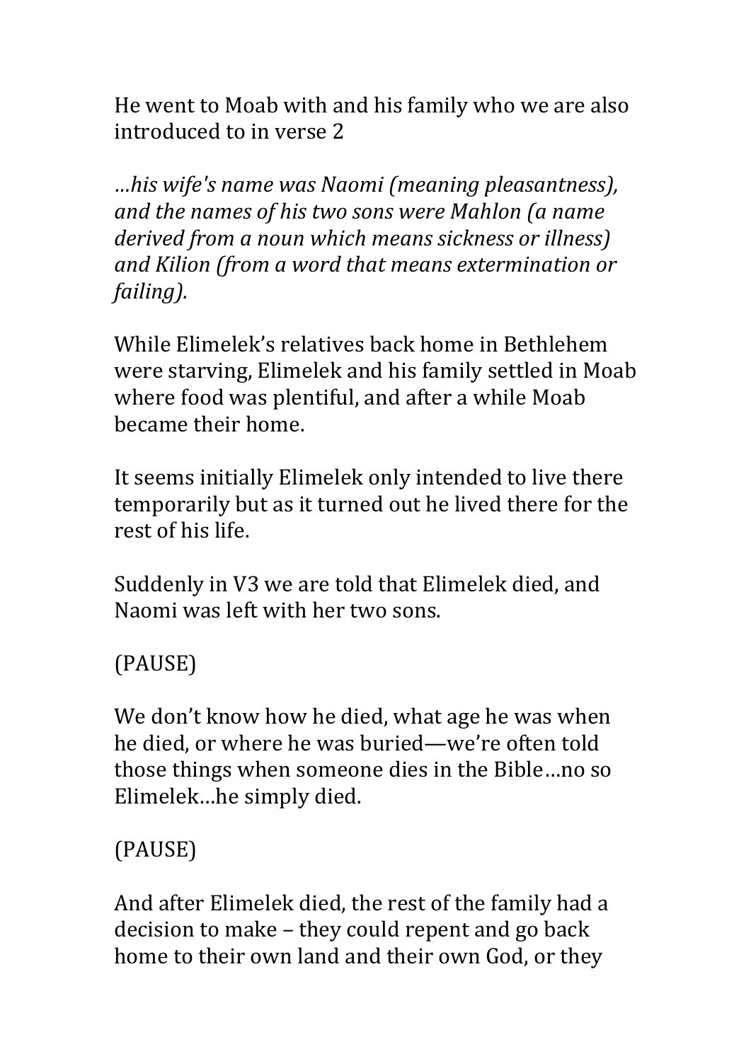He went to Moab with and his family who we are also introduced to in verse 2

*…his wife's name was Naomi (meaning pleasantness), and the names of his two sons were Mahlon (a name derived from a noun which means sickness or illness) and Kilion (from a word that means extermination or failing).*

While Elimelek's relatives back home in Bethlehem were starving, Elimelek and his family settled in Moab where food was plentiful, and after a while Moab became their home.

It seems initially Elimelek only intended to live there temporarily but as it turned out he lived there for the rest of his life.

Suddenly in V3 we are told that Elimelek died, and Naomi was left with her two sons.

(PAUSE)

We don't know how he died, what age he was when he died, or where he was buried—we're often told those things when someone dies in the Bible…no so Elimelek…he simply died.

(PAUSE)

And after Elimelek died, the rest of the family had a decision to make – they could repent and go back home to their own land and their own God, or they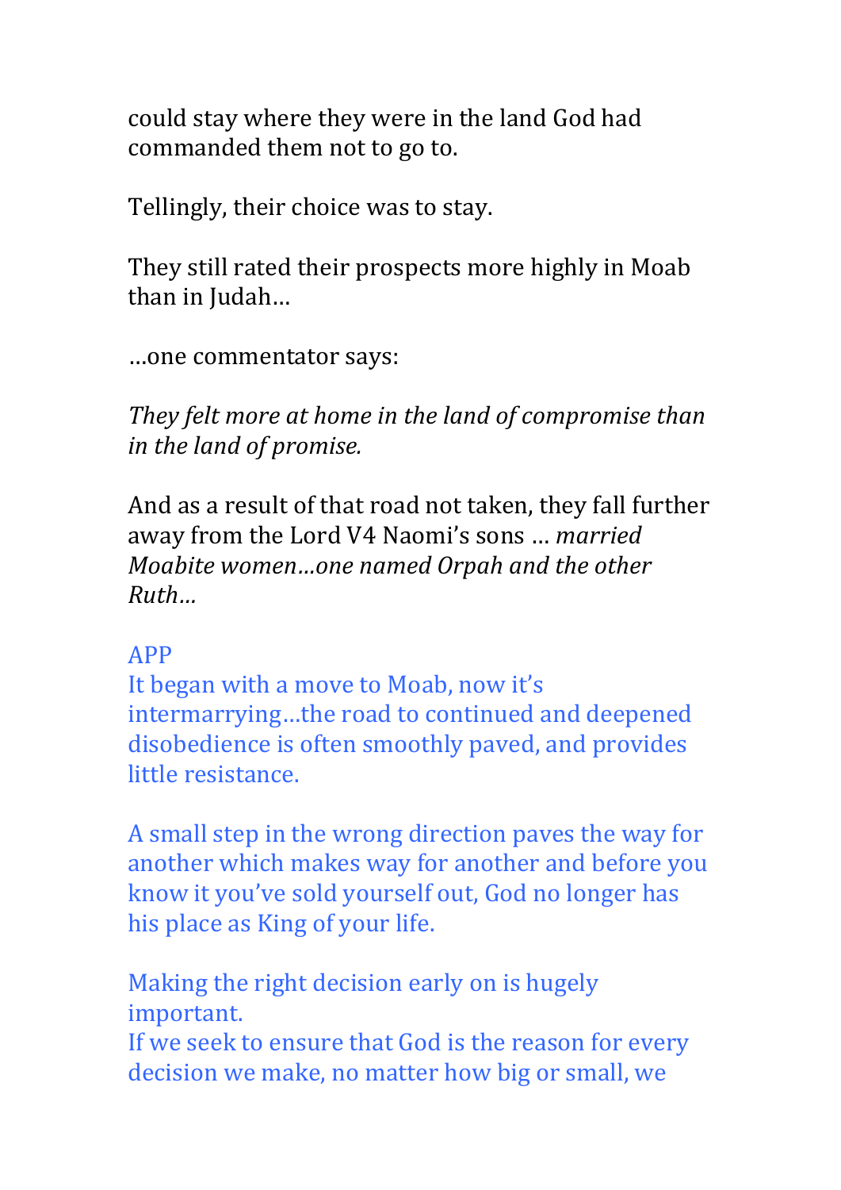could stay where they were in the land God had commanded them not to go to.

Tellingly, their choice was to stay.

They still rated their prospects more highly in Moab than in Judah…

…one commentator says:

*They felt more at home in the land of compromise than in the land of promise.*

And as a result of that road not taken, they fall further away from the Lord V4 Naomi's sons … *married Moabite women…one named Orpah and the other Ruth…*

APP

It began with a move to Moab, now it's intermarrying…the road to continued and deepened disobedience is often smoothly paved, and provides little resistance.

A small step in the wrong direction paves the way for another which makes way for another and before you know it you've sold yourself out, God no longer has his place as King of your life.

Making the right decision early on is hugely important.

If we seek to ensure that God is the reason for every decision we make, no matter how big or small, we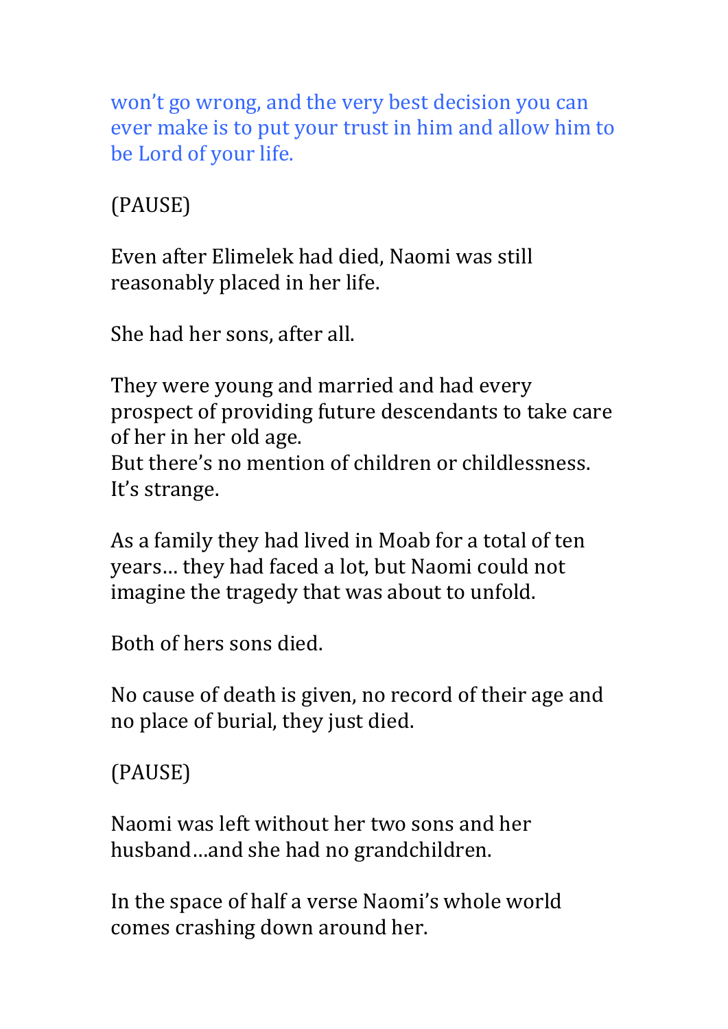won't go wrong, and the very best decision you can ever make is to put your trust in him and allow him to be Lord of your life.

(PAUSE)

Even after Elimelek had died, Naomi was still reasonably placed in her life.

She had her sons, after all.

They were young and married and had every prospect of providing future descendants to take care of her in her old age.
But there's no mention of children or childlessness. It's strange.

As a family they had lived in Moab for a total of ten years… they had faced a lot, but Naomi could not imagine the tragedy that was about to unfold.

Both of hers sons died.

No cause of death is given, no record of their age and no place of burial, they just died.

(PAUSE)

Naomi was left without her two sons and her husband…and she had no grandchildren.

In the space of half a verse Naomi's whole world comes crashing down around her.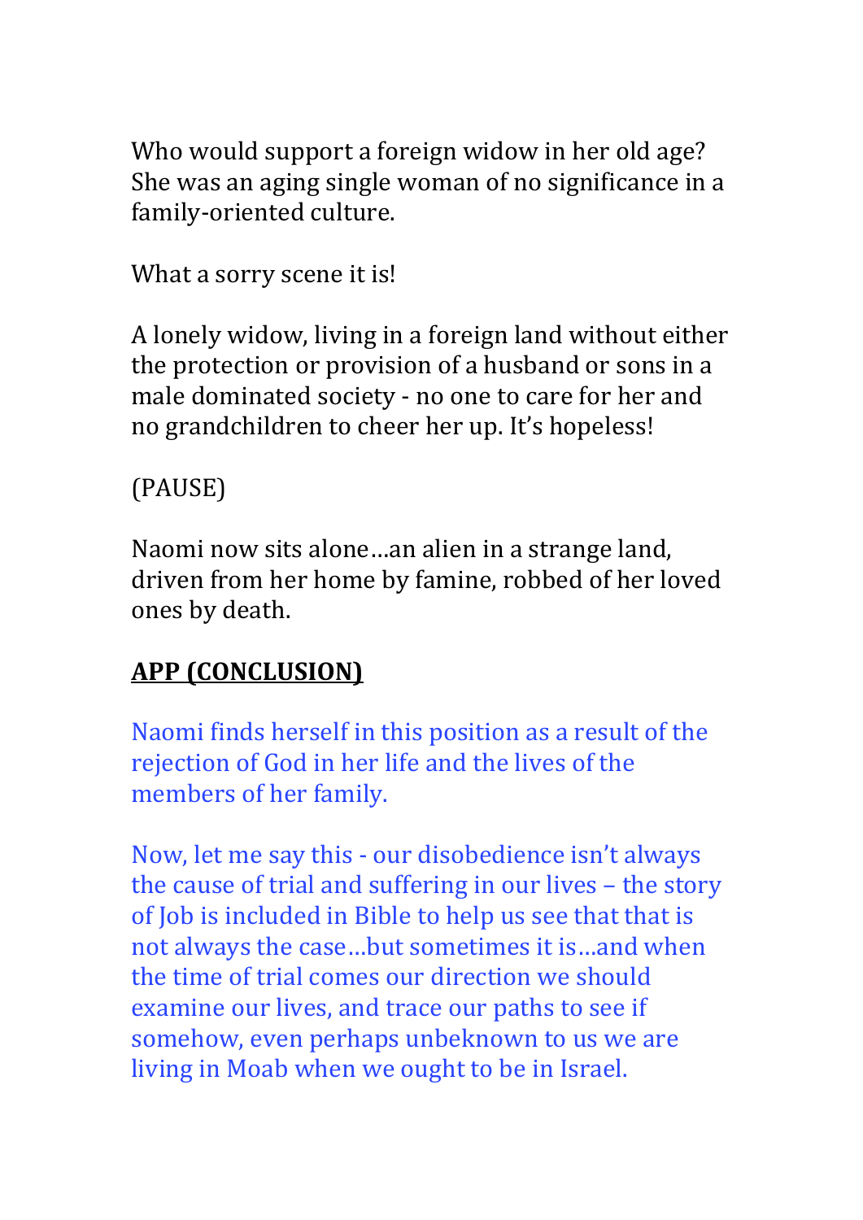Who would support a foreign widow in her old age? She was an aging single woman of no significance in a family-oriented culture.

What a sorry scene it is!

A lonely widow, living in a foreign land without either the protection or provision of a husband or sons in a male dominated society - no one to care for her and no grandchildren to cheer her up. It's hopeless!

(PAUSE)

Naomi now sits alone…an alien in a strange land, driven from her home by famine, robbed of her loved ones by death.

**APP (CONCLUSION)**

Naomi finds herself in this position as a result of the rejection of God in her life and the lives of the members of her family.

Now, let me say this - our disobedience isn't always the cause of trial and suffering in our lives – the story of Job is included in Bible to help us see that that is not always the case…but sometimes it is…and when the time of trial comes our direction we should examine our lives, and trace our paths to see if somehow, even perhaps unbeknown to us we are living in Moab when we ought to be in Israel.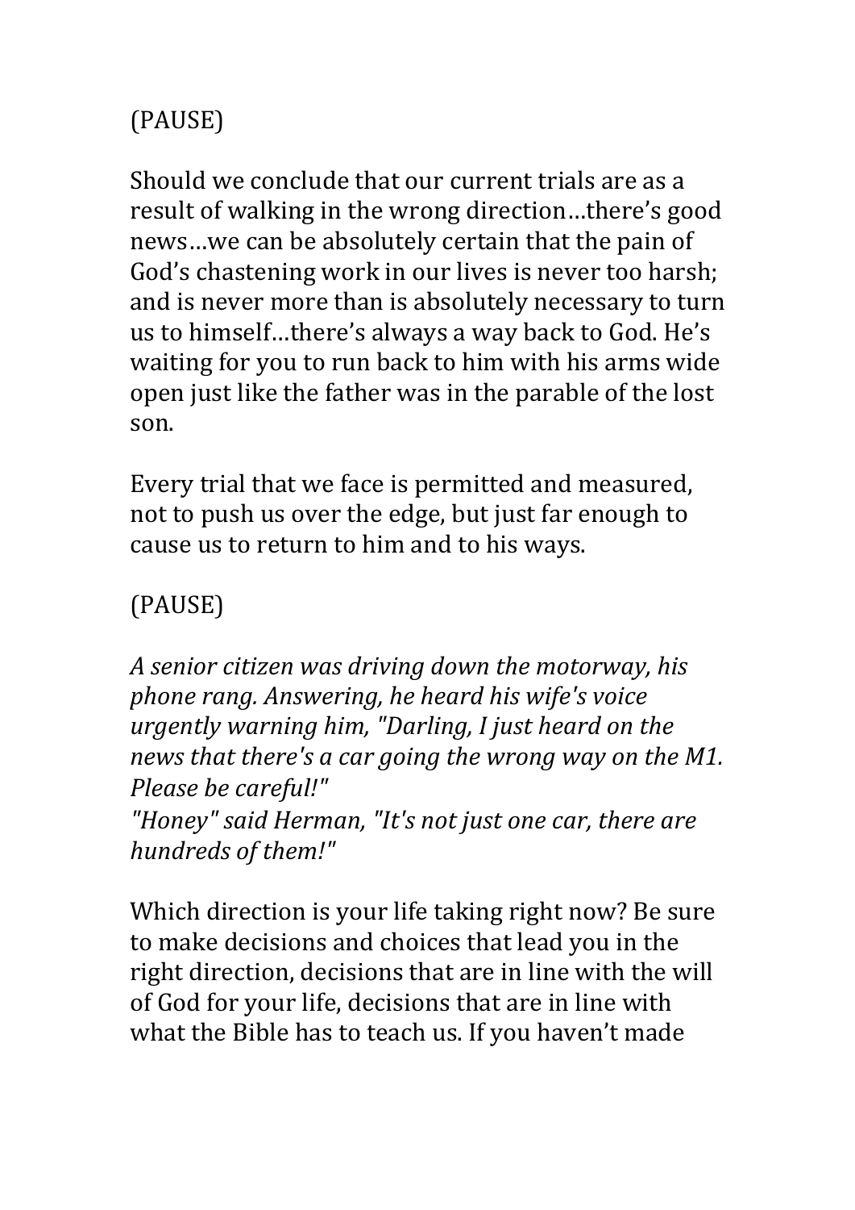(PAUSE)

Should we conclude that our current trials are as a result of walking in the wrong direction…there's good news…we can be absolutely certain that the pain of God's chastening work in our lives is never too harsh; and is never more than is absolutely necessary to turn us to himself…there's always a way back to God. He's waiting for you to run back to him with his arms wide open just like the father was in the parable of the lost son.

Every trial that we face is permitted and measured, not to push us over the edge, but just far enough to cause us to return to him and to his ways.

(PAUSE)

*A senior citizen was driving down the motorway, his phone rang. Answering, he heard his wife's voice urgently warning him, "Darling, I just heard on the news that there's a car going the wrong way on the M1. Please be careful!"*
*"Honey" said Herman, "It's not just one car, there are hundreds of them!"*

Which direction is your life taking right now? Be sure to make decisions and choices that lead you in the right direction, decisions that are in line with the will of God for your life, decisions that are in line with what the Bible has to teach us. If you haven't made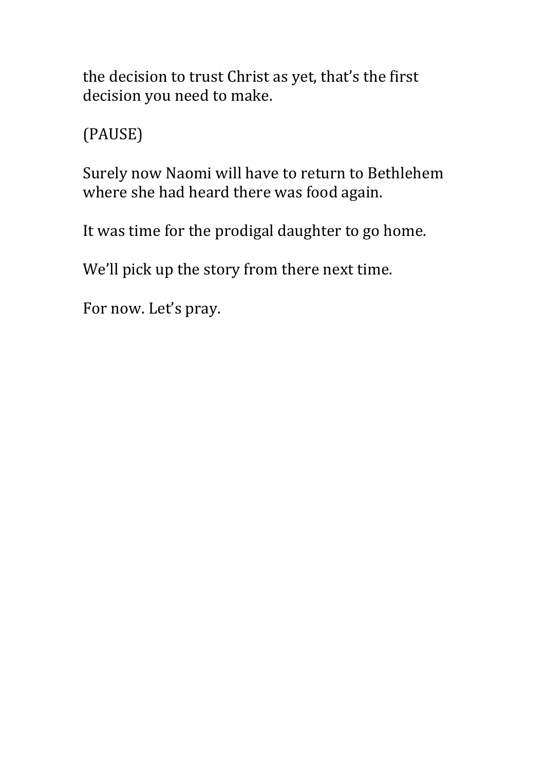the decision to trust Christ as yet, that's the first decision you need to make.

(PAUSE)

Surely now Naomi will have to return to Bethlehem where she had heard there was food again.

It was time for the prodigal daughter to go home.

We'll pick up the story from there next time.

For now. Let's pray.